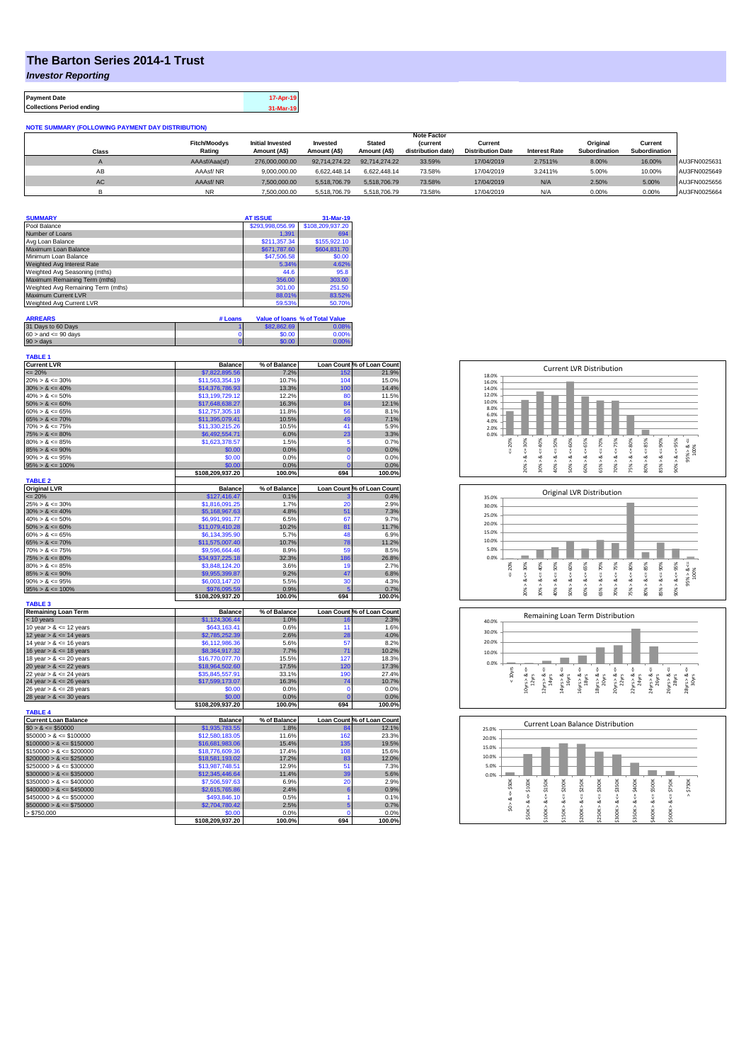# The Barton Series 2014-1 Trust

***Investor Reporting***

| Payment Date | 17-Apr-19 |
|---|---|
| Collections Period ending | 31-Mar-19 |

**NOTE SUMMARY (FOLLOWING PAYMENT DAY DISTRIBUTION)**

| Class | Fitch/Moodys Rating | Initial Invested Amount (A$) | Invested Amount (A$) | Stated Amount (A$) | Note Factor (current distribution date) | Current Distribution Date | Interest Rate | Original Subordination | Current Subordination | |
|---|---|---|---|---|---|---|---|---|---|---|
| A | AAAsf/Aaa(sf) | 276,000,000.00 | 92,714,274.22 | 92,714,274.22 | 33.59% | 17/04/2019 | 2.7511% | 8.00% | 16.00% | AU3FN0025631 |
| AB | AAAsf/ NR | 9,000,000.00 | 6,622,448.14 | 6,622,448.14 | 73.58% | 17/04/2019 | 3.2411% | 5.00% | 10.00% | AU3FN0025649 |
| AC | AAAsf/ NR | 7,500,000.00 | 5,518,706.79 | 5,518,706.79 | 73.58% | 17/04/2019 | N/A | 2.50% | 5.00% | AU3FN0025656 |
| B | NR | 7,500,000.00 | 5,518,706.79 | 5,518,706.79 | 73.58% | 17/04/2019 | N/A | 0.00% | 0.00% | AU3FN0025664 |

| SUMMARY | AT ISSUE | 31-Mar-19 |
|---|---|---|
| Pool Balance | $293,998,056.99 | $108,209,937.20 |
| Number of Loans | 1,391 | 694 |
| Avg Loan Balance | $211,357.34 | $155,922.10 |
| Maximum Loan Balance | $671,787.60 | $604,831.70 |
| Minimum Loan Balance | $47,506.58 | $0.00 |
| Weighted Avg Interest Rate | 5.34% | 4.62% |
| Weighted Avg Seasoning (mths) | 44.6 | 95.8 |
| Maximum Remaining Term (mths) | 356.00 | 303.00 |
| Weighted Avg Remaining Term (mths) | 301.00 | 251.50 |
| Maximum Current LVR | 88.01% | 83.52% |
| Weighted Avg Current LVR | 59.53% | 50.70% |

| ARREARS | # Loans | Value of loans | % of Total Value |
|---|---|---|---|
| 31 Days to 60 Days | 1 | $82,862.69 | 0.08% |
| 60 > and <= 90 days | 0 | $0.00 | 0.00% |
| 90 > days | 0 | $0.00 | 0.00% |

**TABLE 1**

| Current LVR | Balance | % of Balance | Loan Count | % of Loan Count |
|---|---|---|---|---|
| <= 20% | $7,822,895.56 | 7.2% | 152 | 21.9% |
| 20% > & <= 30% | $11,563,354.19 | 10.7% | 104 | 15.0% |
| 30% > & <= 40% | $14,376,786.93 | 13.3% | 100 | 14.4% |
| 40% > & <= 50% | $13,199,729.12 | 12.2% | 80 | 11.5% |
| 50% > & <= 60% | $17,648,638.27 | 16.3% | 84 | 12.1% |
| 60% > & <= 65% | $12,757,305.18 | 11.8% | 56 | 8.1% |
| 65% > & <= 70% | $11,395,079.41 | 10.5% | 49 | 7.1% |
| 70% > & <= 75% | $11,330,215.26 | 10.5% | 41 | 5.9% |
| 75% > & <= 80% | $6,492,554.71 | 6.0% | 23 | 3.3% |
| 80% > & <= 85% | $1,623,378.57 | 1.5% | 5 | 0.7% |
| 85% > & <= 90% | $0.00 | 0.0% | 0 | 0.0% |
| 90% > & <= 95% | $0.00 | 0.0% | 0 | 0.0% |
| 95% > & <= 100% | $0.00 | 0.0% | 0 | 0.0% |
| | $108,209,937.20 | 100.0% | 694 | 100.0% |

**TABLE 2**

| Original LVR | Balance | % of Balance | Loan Count | % of Loan Count |
|---|---|---|---|---|
| <= 20% | $127,416.47 | 0.1% | 3 | 0.4% |
| 25% > & <= 30% | $1,816,091.25 | 1.7% | 20 | 2.9% |
| 30% > & <= 40% | $5,168,967.63 | 4.8% | 51 | 7.3% |
| 40% > & <= 50% | $6,991,991.77 | 6.5% | 67 | 9.7% |
| 50% > & <= 60% | $11,079,410.28 | 10.2% | 81 | 11.7% |
| 60% > & <= 65% | $6,134,395.90 | 5.7% | 48 | 6.9% |
| 65% > & <= 70% | $11,575,007.40 | 10.7% | 78 | 11.2% |
| 70% > & <= 75% | $9,596,664.46 | 8.9% | 59 | 8.5% |
| 75% > & <= 80% | $34,937,225.18 | 32.3% | 186 | 26.8% |
| 80% > & <= 85% | $3,848,124.20 | 3.6% | 19 | 2.7% |
| 85% > & <= 90% | $9,955,399.87 | 9.2% | 47 | 6.8% |
| 90% > & <= 95% | $6,003,147.20 | 5.5% | 30 | 4.3% |
| 95% > & <= 100% | $976,095.59 | 0.9% | 5 | 0.7% |
| | $108,209,937.20 | 100.0% | 694 | 100.0% |

**TABLE 3**

| Remaining Loan Term | Balance | % of Balance | Loan Count | % of Loan Count |
|---|---|---|---|---|
| < 10 years | $1,124,306.44 | 1.0% | 16 | 2.3% |
| 10 year > & <= 12 years | $643,163.41 | 0.6% | 11 | 1.6% |
| 12 year > & <= 14 years | $2,785,252.39 | 2.6% | 28 | 4.0% |
| 14 year > & <= 16 years | $6,112,986.36 | 5.6% | 57 | 8.2% |
| 16 year > & <= 18 years | $8,364,917.32 | 7.7% | 71 | 10.2% |
| 18 year > & <= 20 years | $16,770,077.70 | 15.5% | 127 | 18.3% |
| 20 year > & <= 22 years | $18,964,502.60 | 17.5% | 120 | 17.3% |
| 22 year > & <= 24 years | $35,845,557.91 | 33.1% | 190 | 27.4% |
| 24 year > & <= 26 years | $17,599,173.07 | 16.3% | 74 | 10.7% |
| 26 year > & <= 28 years | $0.00 | 0.0% | 0 | 0.0% |
| 28 year > & <= 30 years | $0.00 | 0.0% | 0 | 0.0% |
| | $108,209,937.20 | 100.0% | 694 | 100.0% |

**TABLE 4**

| Current Loan Balance | Balance | % of Balance | Loan Count | % of Loan Count |
|---|---|---|---|---|
| $0 > & <= $50000 | $1,935,783.55 | 1.8% | 84 | 12.1% |
| $50000 > & <= $100000 | $12,580,183.05 | 11.6% | 162 | 23.3% |
| $100000 > & <= $150000 | $16,681,983.06 | 15.4% | 135 | 19.5% |
| $150000 > & <= $200000 | $18,776,609.36 | 17.4% | 108 | 15.6% |
| $200000 > & <= $250000 | $18,581,193.02 | 17.2% | 83 | 12.0% |
| $250000 > & <= $300000 | $13,987,748.51 | 12.9% | 51 | 7.3% |
| $300000 > & <= $350000 | $12,345,446.64 | 11.4% | 39 | 5.6% |
| $350000 > & <= $400000 | $7,506,597.63 | 6.9% | 20 | 2.9% |
| $400000 > & <= $450000 | $2,615,765.86 | 2.4% | 6 | 0.9% |
| $450000 > & <= $500000 | $493,846.10 | 0.5% | 1 | 0.1% |
| $500000 > & <= $750000 | $2,704,780.42 | 2.5% | 5 | 0.7% |
| > $750,000 | $0.00 | 0.0% | 0 | 0.0% |
| | $108,209,937.20 | 100.0% | 694 | 100.0% |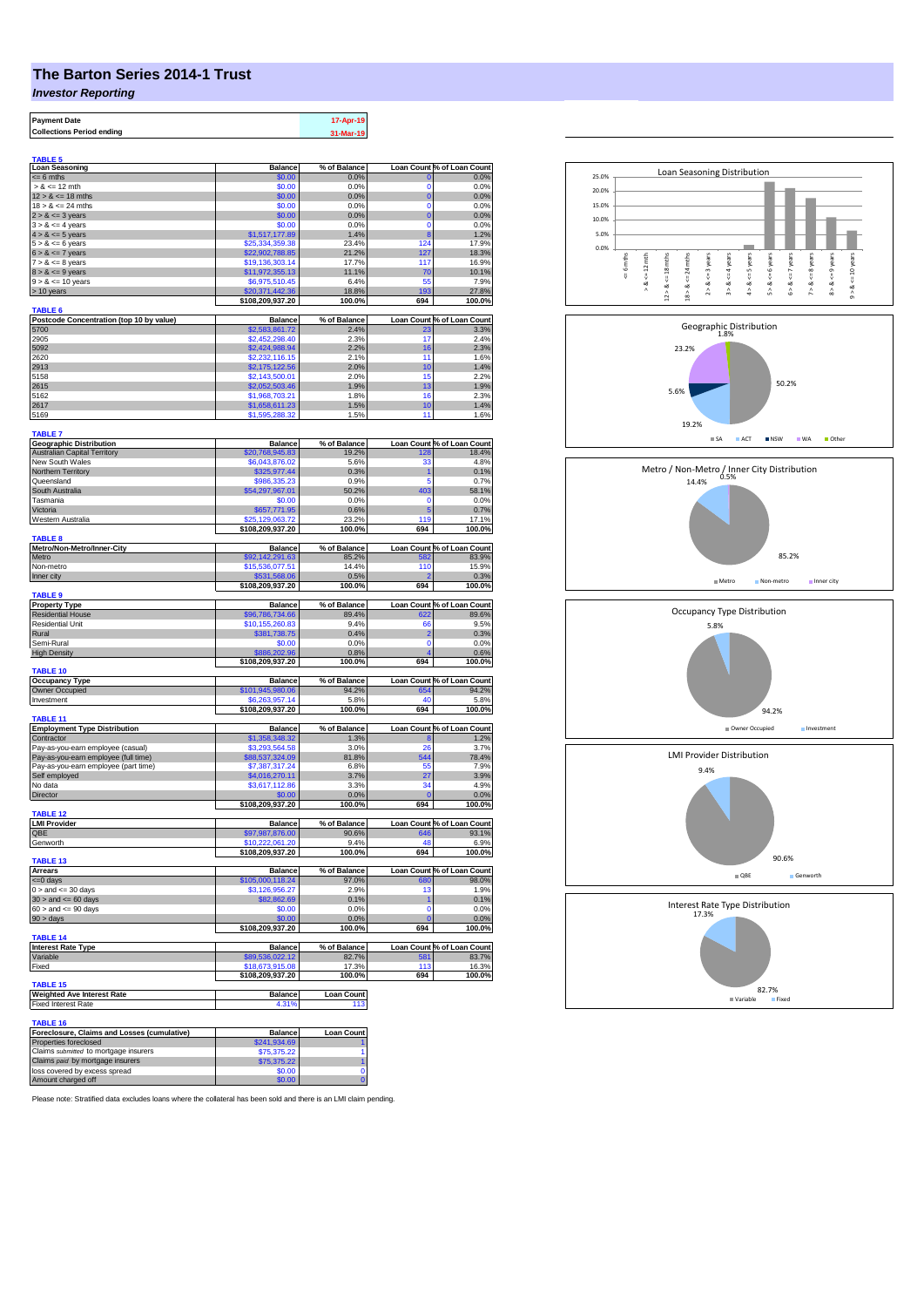# The Barton Series 2014-1 Trust

*Investor Reporting*

| | |
|---|---|
| **Payment Date** | 17-Apr-19 |
| **Collections Period ending** | 31-Mar-19 |

**TABLE 5**

| Loan Seasoning | Balance | % of Balance | Loan Count | % of Loan Count |
|---|---|---|---|---|
| <= 6 mths | $0.00 | 0.0% | 0 | 0.0% |
| > & <= 12 mth | $0.00 | 0.0% | 0 | 0.0% |
| 12 > & <= 18 mths | $0.00 | 0.0% | 0 | 0.0% |
| 18 > & <= 24 mths | $0.00 | 0.0% | 0 | 0.0% |
| 2 > & <= 3 years | $0.00 | 0.0% | 0 | 0.0% |
| 3 > & <= 4 years | $0.00 | 0.0% | 0 | 0.0% |
| 4 > & <= 5 years | $1,517,177.89 | 1.4% | 8 | 1.2% |
| 5 > & <= 6 years | $25,334,359.38 | 23.4% | 124 | 17.9% |
| 6 > & <= 7 years | $22,902,788.85 | 21.2% | 127 | 18.3% |
| 7 > & <= 8 years | $19,136,303.14 | 17.7% | 117 | 16.9% |
| 8 > & <= 9 years | $11,972,355.13 | 11.1% | 70 | 10.1% |
| 9 > & <= 10 years | $6,975,510.45 | 6.4% | 55 | 7.9% |
| > 10 years | $20,371,442.36 | 18.8% | 193 | 27.8% |
| | $108,209,937.20 | 100.0% | 694 | 100.0% |

**TABLE 6**

| Postcode Concentration (top 10 by value) | Balance | % of Balance | Loan Count | % of Loan Count |
|---|---|---|---|---|
| 5700 | $2,583,861.72 | 2.4% | 23 | 3.3% |
| 2905 | $2,452,298.40 | 2.3% | 17 | 2.4% |
| 5092 | $2,424,988.94 | 2.2% | 16 | 2.3% |
| 2620 | $2,232,116.15 | 2.1% | 11 | 1.6% |
| 2913 | $2,175,122.56 | 2.0% | 10 | 1.4% |
| 5158 | $2,143,500.01 | 2.0% | 15 | 2.2% |
| 2615 | $2,052,503.46 | 1.9% | 13 | 1.9% |
| 5162 | $1,968,703.21 | 1.8% | 16 | 2.3% |
| 2617 | $1,658,611.23 | 1.5% | 10 | 1.4% |
| 5169 | $1,595,288.32 | 1.5% | 11 | 1.6% |

**TABLE 7**

| Geographic Distribution | Balance | % of Balance | Loan Count | % of Loan Count |
|---|---|---|---|---|
| Australian Capital Territory | $20,768,945.83 | 19.2% | 128 | 18.4% |
| New South Wales | $6,043,876.02 | 5.6% | 33 | 4.8% |
| Northern Territory | $325,977.44 | 0.3% | 1 | 0.1% |
| Queensland | $986,335.23 | 0.9% | 5 | 0.7% |
| South Australia | $54,297,967.01 | 50.2% | 403 | 58.1% |
| Tasmania | $0.00 | 0.0% | 0 | 0.0% |
| Victoria | $657,771.95 | 0.6% | 5 | 0.7% |
| Western Australia | $25,129,063.72 | 23.2% | 119 | 17.1% |
| | $108,209,937.20 | 100.0% | 694 | 100.0% |

**TABLE 8**

| Metro/Non-Metro/Inner-City | Balance | % of Balance | Loan Count | % of Loan Count |
|---|---|---|---|---|
| Metro | $92,142,291.63 | 85.2% | 582 | 83.9% |
| Non-metro | $15,536,077.51 | 14.4% | 110 | 15.9% |
| Inner city | $531,568.06 | 0.5% | 2 | 0.3% |
| | $108,209,937.20 | 100.0% | 694 | 100.0% |

**TABLE 9**

| Property Type | Balance | % of Balance | Loan Count | % of Loan Count |
|---|---|---|---|---|
| Residential House | $96,786,734.66 | 89.4% | 622 | 89.6% |
| Residential Unit | $10,155,260.83 | 9.4% | 66 | 9.5% |
| Rural | $381,738.75 | 0.4% | 2 | 0.3% |
| Semi-Rural | $0.00 | 0.0% | 0 | 0.0% |
| High Density | $886,202.96 | 0.8% | 4 | 0.6% |
| | $108,209,937.20 | 100.0% | 694 | 100.0% |

**TABLE 10**

| Occupancy Type | Balance | % of Balance | Loan Count | % of Loan Count |
|---|---|---|---|---|
| Owner Occupied | $101,945,980.06 | 94.2% | 654 | 94.2% |
| Investment | $6,263,957.14 | 5.8% | 40 | 5.8% |
| | $108,209,937.20 | 100.0% | 694 | 100.0% |

**TABLE 11**

| Employment Type Distribution | Balance | % of Balance | Loan Count | % of Loan Count |
|---|---|---|---|---|
| Contractor | $1,358,348.32 | 1.3% | 8 | 1.2% |
| Pay-as-you-earn employee (casual) | $3,293,564.58 | 3.0% | 26 | 3.7% |
| Pay-as-you-earn employee (full time) | $88,537,324.09 | 81.8% | 544 | 78.4% |
| Pay-as-you-earn employee (part time) | $7,387,317.24 | 6.8% | 55 | 7.9% |
| Self employed | $4,016,270.11 | 3.7% | 27 | 3.9% |
| No data | $3,617,112.86 | 3.3% | 34 | 4.9% |
| Director | $0.00 | 0.0% | 0 | 0.0% |
| | $108,209,937.20 | 100.0% | 694 | 100.0% |

**TABLE 12**

| LMI Provider | Balance | % of Balance | Loan Count | % of Loan Count |
|---|---|---|---|---|
| QBE | $97,987,876.00 | 90.6% | 646 | 93.1% |
| Genworth | $10,222,061.20 | 9.4% | 48 | 6.9% |
| | $108,209,937.20 | 100.0% | 694 | 100.0% |

**TABLE 13**

| Arrears | Balance | % of Balance | Loan Count | % of Loan Count |
|---|---|---|---|---|
| <=0 days | $105,000,118.24 | 97.0% | 680 | 98.0% |
| 0 > and <= 30 days | $3,126,956.27 | 2.9% | 13 | 1.9% |
| 30 > and <= 60 days | $82,862.69 | 0.1% | 1 | 0.1% |
| 60 > and <= 90 days | $0.00 | 0.0% | 0 | 0.0% |
| 90 > days | $0.00 | 0.0% | 0 | 0.0% |
| | $108,209,937.20 | 100.0% | 694 | 100.0% |

**TABLE 14**

| Interest Rate Type | Balance | % of Balance | Loan Count | % of Loan Count |
|---|---|---|---|---|
| Variable | $89,536,022.12 | 82.7% | 581 | 83.7% |
| Fixed | $18,673,915.08 | 17.3% | 113 | 16.3% |
| | $108,209,937.20 | 100.0% | 694 | 100.0% |

**TABLE 15**

| Weighted Ave Interest Rate | Balance | Loan Count |
|---|---|---|
| Fixed Interest Rate | 4.31% | 113 |

**TABLE 16**

| Foreclosure, Claims and Losses (cumulative) | Balance | Loan Count |
|---|---|---|
| Properties foreclosed | $241,934.69 | 1 |
| Claims *submitted* to mortgage insurers | $75,375.22 | 1 |
| Claims *paid* by mortgage insurers | $75,375.22 | 1 |
| loss covered by excess spread | $0.00 | 0 |
| Amount charged off | $0.00 | 0 |

Please note: Stratified data excludes loans where the collateral has been sold and there is an LMI claim pending.

Loan Seasoning Distribution

25.0%
20.0%
15.0%
10.0%
5.0%
0.0%

<= 6 mths
> & <= 12 mth
12 > & <= 18 mths
18 > & <= 24 mths
2 > & <= 3 years
3 > & <= 4 years
4 > & <= 5 years
5 > & <= 6 years
6 > & <= 7 years
7 > & <= 8 years
8 > & <= 9 years
9 > & <= 10 years

Geographic Distribution

1.8%
23.2%
5.6%
19.2%
50.2%

SA ACT NSW WA Other

Metro / Non-Metro / Inner City Distribution

0.5%
14.4%
85.2%

Metro Non-metro Inner city

Occupancy Type Distribution

5.8%
94.2%

Owner Occupied Investment

LMI Provider Distribution

9.4%
90.6%

QBE Genworth

Interest Rate Type Distribution

17.3%
82.7%

Variable Fixed